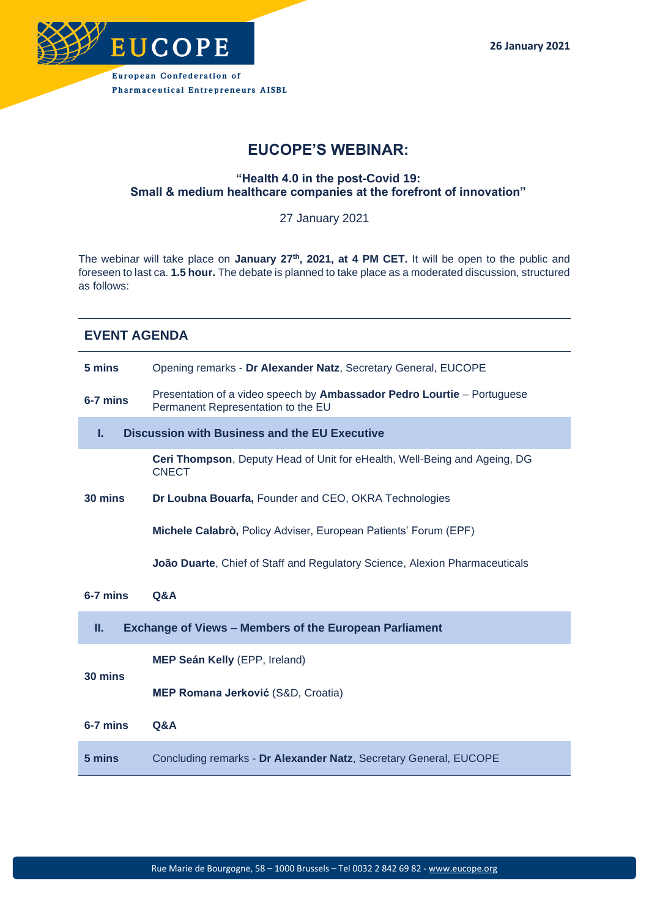EUCOPE

European Confederation of Pharmaceutical Entrepreneurs AISBL

**26 January 2021**

# EUCOPE'S WEBINAR:

### "Health 4.0 in the post-Covid 19: Small & medium healthcare companies at the forefront of innovation"

27 January 2021

The webinar will take place on **January 27th, 2021, at 4 PM CET.** It will be open to the public and foreseen to last ca. **1.5 hour.** The debate is planned to take place as a moderated discussion, structured as follows:

## EVENT AGENDA

| | |
|---|---|
| **5 mins** | Opening remarks - **Dr Alexander Natz**, Secretary General, EUCOPE |
| **6-7 mins** | Presentation of a video speech by **Ambassador Pedro Lourtie** – Portuguese Permanent Representation to the EU |
| **I.** | **Discussion with Business and the EU Executive** |
| **30 mins** | **Ceri Thompson**, Deputy Head of Unit for eHealth, Well-Being and Ageing, DG CNECT |
| | **Dr Loubna Bouarfa,** Founder and CEO, OKRA Technologies |
| | **Michele Calabrò,** Policy Adviser, European Patients' Forum (EPF) |
| | **João Duarte**, Chief of Staff and Regulatory Science, Alexion Pharmaceuticals |
| **6-7 mins** | **Q&A** |
| **II.** | **Exchange of Views – Members of the European Parliament** |
| **30 mins** | **MEP Seán Kelly** (EPP, Ireland) |
| | **MEP Romana Jerković** (S&D, Croatia) |
| **6-7 mins** | **Q&A** |
| **5 mins** | Concluding remarks - **Dr Alexander Natz**, Secretary General, EUCOPE |

Rue Marie de Bourgogne, 58 – 1000 Brussels – Tel 0032 2 842 69 82 - www.eucope.org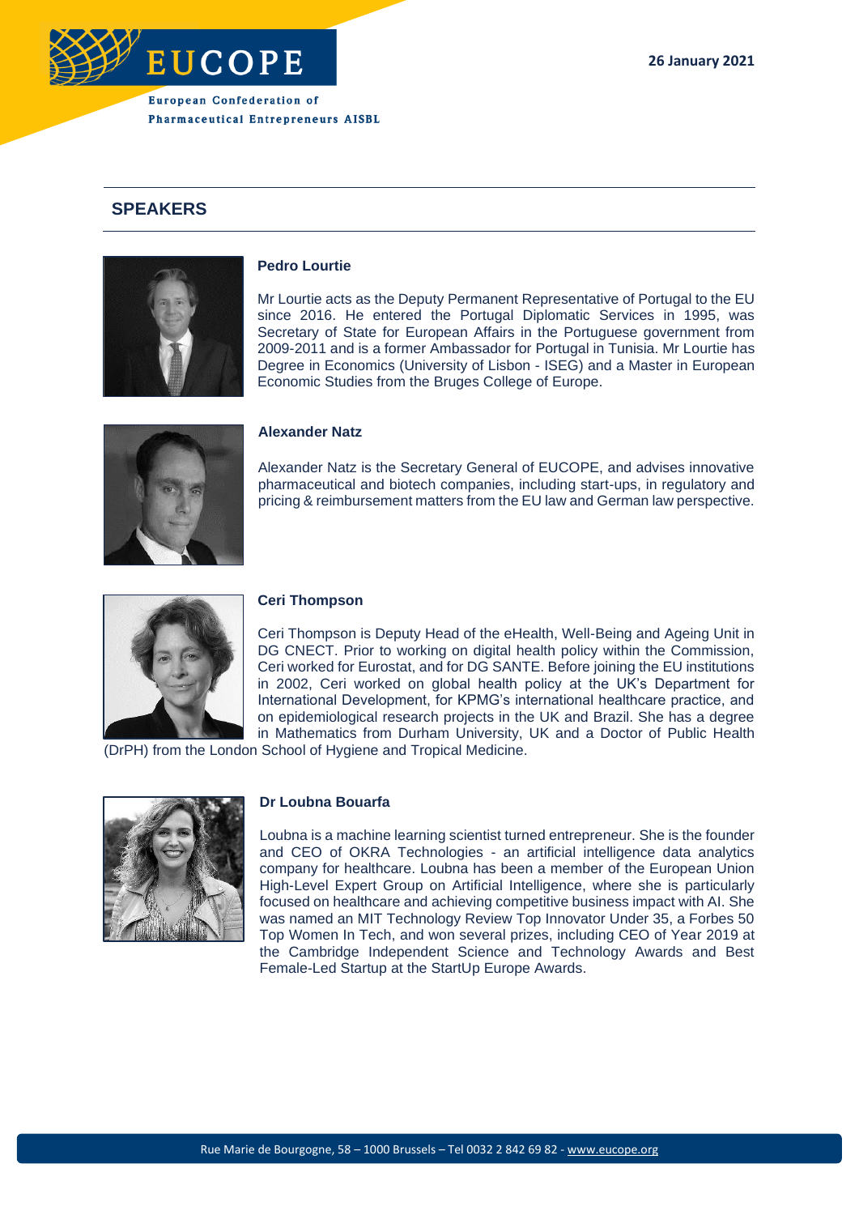## SPEAKERS

### Pedro Lourtie

Mr Lourtie acts as the Deputy Permanent Representative of Portugal to the EU since 2016. He entered the Portugal Diplomatic Services in 1995, was Secretary of State for European Affairs in the Portuguese government from 2009-2011 and is a former Ambassador for Portugal in Tunisia. Mr Lourtie has Degree in Economics (University of Lisbon - ISEG) and a Master in European Economic Studies from the Bruges College of Europe.

### Alexander Natz

Alexander Natz is the Secretary General of EUCOPE, and advises innovative pharmaceutical and biotech companies, including start-ups, in regulatory and pricing & reimbursement matters from the EU law and German law perspective.

### Ceri Thompson

Ceri Thompson is Deputy Head of the eHealth, Well-Being and Ageing Unit in DG CNECT. Prior to working on digital health policy within the Commission, Ceri worked for Eurostat, and for DG SANTE. Before joining the EU institutions in 2002, Ceri worked on global health policy at the UK's Department for International Development, for KPMG's international healthcare practice, and on epidemiological research projects in the UK and Brazil. She has a degree in Mathematics from Durham University, UK and a Doctor of Public Health (DrPH) from the London School of Hygiene and Tropical Medicine.

### Dr Loubna Bouarfa

Loubna is a machine learning scientist turned entrepreneur. She is the founder and CEO of OKRA Technologies - an artificial intelligence data analytics company for healthcare. Loubna has been a member of the European Union High-Level Expert Group on Artificial Intelligence, where she is particularly focused on healthcare and achieving competitive business impact with AI. She was named an MIT Technology Review Top Innovator Under 35, a Forbes 50 Top Women In Tech, and won several prizes, including CEO of Year 2019 at the Cambridge Independent Science and Technology Awards and Best Female-Led Startup at the StartUp Europe Awards.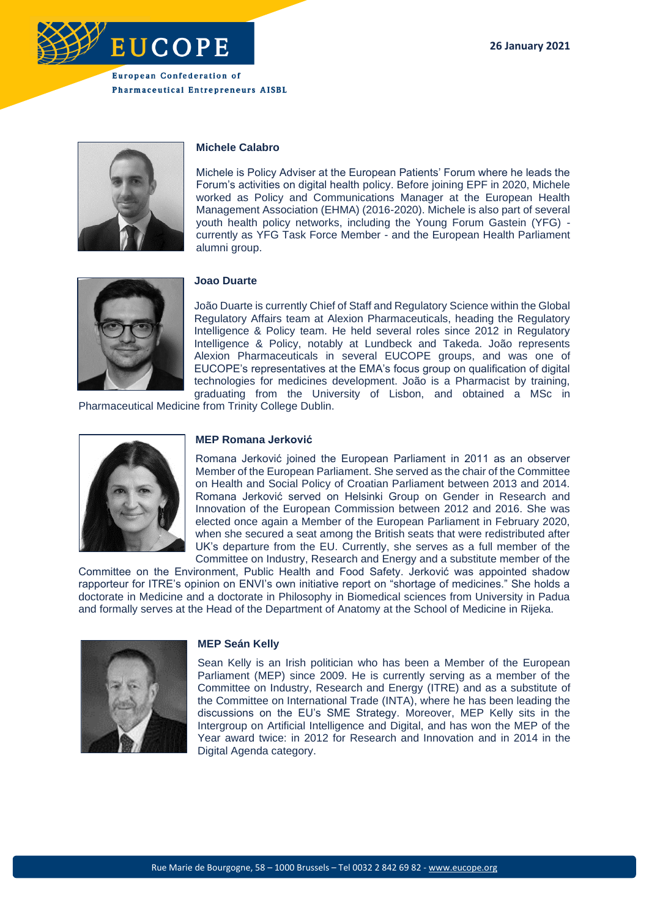### Michele Calabro

Michele is Policy Adviser at the European Patients' Forum where he leads the Forum's activities on digital health policy. Before joining EPF in 2020, Michele worked as Policy and Communications Manager at the European Health Management Association (EHMA) (2016-2020). Michele is also part of several youth health policy networks, including the Young Forum Gastein (YFG) - currently as YFG Task Force Member - and the European Health Parliament alumni group.

### Joao Duarte

João Duarte is currently Chief of Staff and Regulatory Science within the Global Regulatory Affairs team at Alexion Pharmaceuticals, heading the Regulatory Intelligence & Policy team. He held several roles since 2012 in Regulatory Intelligence & Policy, notably at Lundbeck and Takeda. João represents Alexion Pharmaceuticals in several EUCOPE groups, and was one of EUCOPE's representatives at the EMA's focus group on qualification of digital technologies for medicines development. João is a Pharmacist by training, graduating from the University of Lisbon, and obtained a MSc in Pharmaceutical Medicine from Trinity College Dublin.

### MEP Romana Jerković

Romana Jerković joined the European Parliament in 2011 as an observer Member of the European Parliament. She served as the chair of the Committee on Health and Social Policy of Croatian Parliament between 2013 and 2014. Romana Jerković served on Helsinki Group on Gender in Research and Innovation of the European Commission between 2012 and 2016. She was elected once again a Member of the European Parliament in February 2020, when she secured a seat among the British seats that were redistributed after UK's departure from the EU. Currently, she serves as a full member of the Committee on Industry, Research and Energy and a substitute member of the Committee on the Environment, Public Health and Food Safety. Jerković was appointed shadow rapporteur for ITRE's opinion on ENVI's own initiative report on "shortage of medicines." She holds a doctorate in Medicine and a doctorate in Philosophy in Biomedical sciences from University in Padua and formally serves at the Head of the Department of Anatomy at the School of Medicine in Rijeka.

### MEP Seán Kelly

Sean Kelly is an Irish politician who has been a Member of the European Parliament (MEP) since 2009. He is currently serving as a member of the Committee on Industry, Research and Energy (ITRE) and as a substitute of the Committee on International Trade (INTA), where he has been leading the discussions on the EU's SME Strategy. Moreover, MEP Kelly sits in the Intergroup on Artificial Intelligence and Digital, and has won the MEP of the Year award twice: in 2012 for Research and Innovation and in 2014 in the Digital Agenda category.